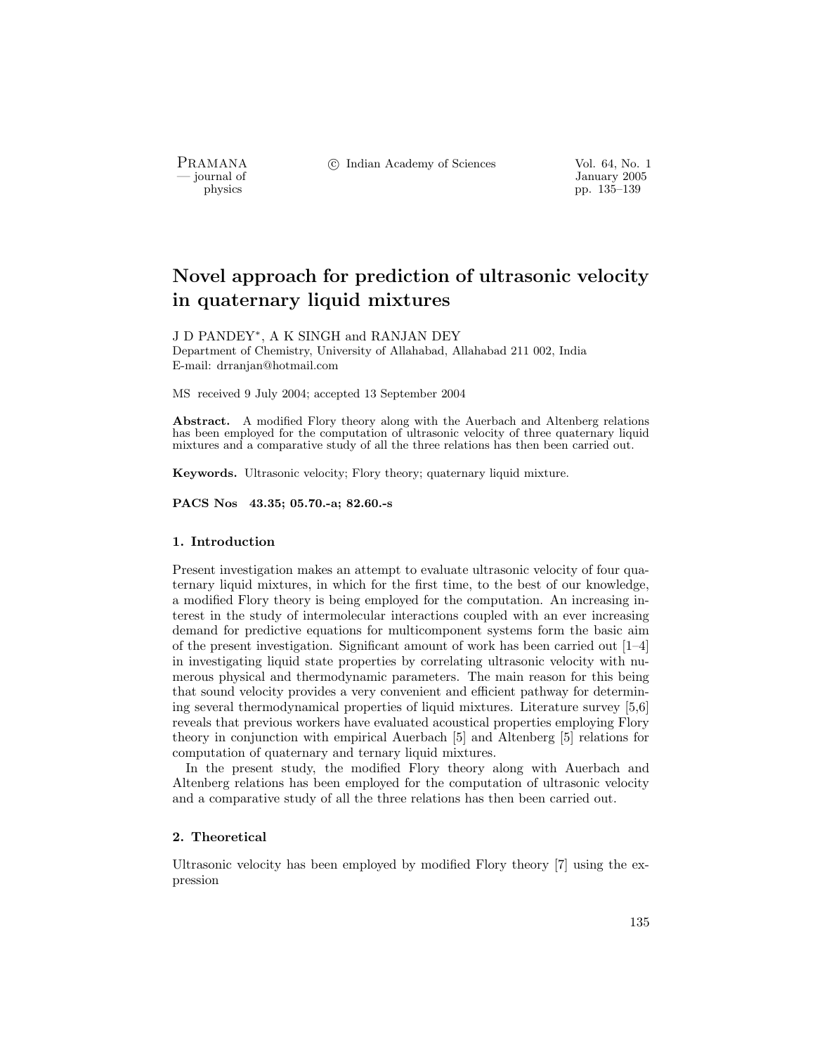# Novel approach for prediction of ultrasonic velocity in quaternary liquid mixtures

J D PANDEY*, A K SINGH and RANJAN DEY

Department of Chemistry, University of Allahabad, Allahabad 211 002, India

E-mail: drranjan@hotmail.com

MS received 9 July 2004; accepted 13 September 2004

**Abstract.** A modified Flory theory along with the Auerbach and Altenberg relations has been employed for the computation of ultrasonic velocity of three quaternary liquid mixtures and a comparative study of all the three relations has then been carried out.

**Keywords.** Ultrasonic velocity; Flory theory; quaternary liquid mixture.

**PACS Nos 43.35; 05.70.-a; 82.60.-s**

## 1. Introduction

Present investigation makes an attempt to evaluate ultrasonic velocity of four quaternary liquid mixtures, in which for the first time, to the best of our knowledge, a modified Flory theory is being employed for the computation. An increasing interest in the study of intermolecular interactions coupled with an ever increasing demand for predictive equations for multicomponent systems form the basic aim of the present investigation. Significant amount of work has been carried out [1–4] in investigating liquid state properties by correlating ultrasonic velocity with numerous physical and thermodynamic parameters. The main reason for this being that sound velocity provides a very convenient and efficient pathway for determining several thermodynamical properties of liquid mixtures. Literature survey [5,6] reveals that previous workers have evaluated acoustical properties employing Flory theory in conjunction with empirical Auerbach [5] and Altenberg [5] relations for computation of quaternary and ternary liquid mixtures.

In the present study, the modified Flory theory along with Auerbach and Altenberg relations has been employed for the computation of ultrasonic velocity and a comparative study of all the three relations has then been carried out.

## 2. Theoretical

Ultrasonic velocity has been employed by modified Flory theory [7] using the expression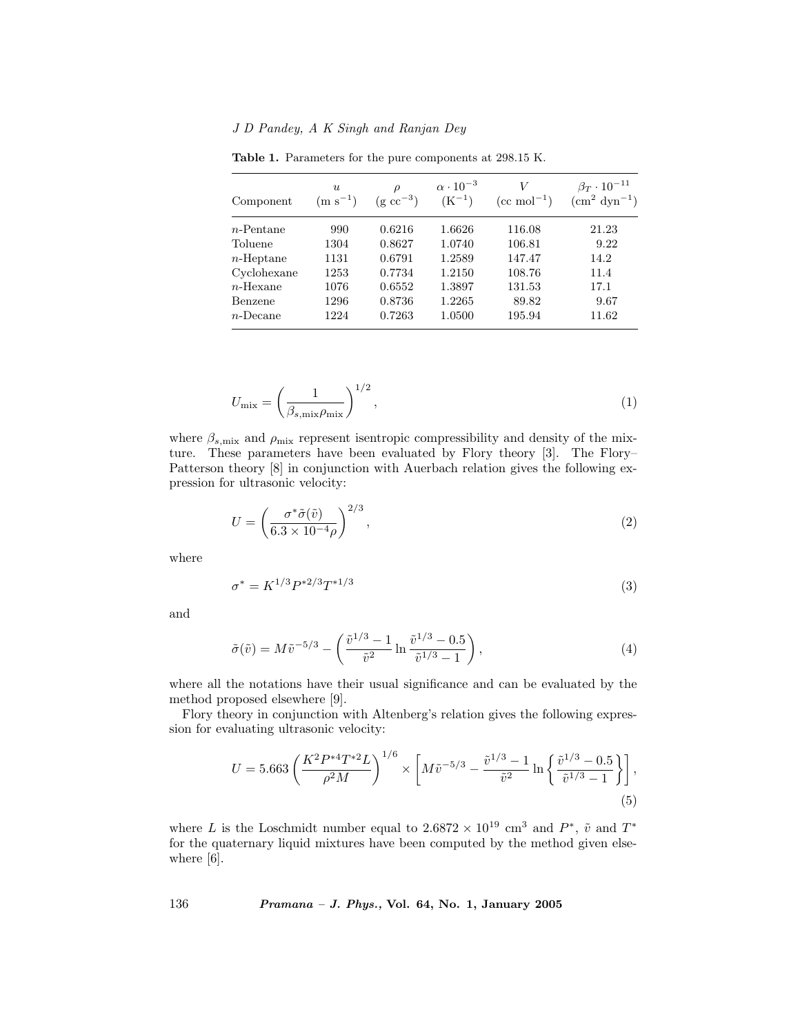**Table 1.** Parameters for the pure components at 298.15 K.

| Component | $u$ (m s$^{-1}$) | $\rho$ (g cc$^{-3}$) | $\alpha \cdot 10^{-3}$ (K$^{-1}$) | $V$ (cc mol$^{-1}$) | $\beta_T \cdot 10^{-11}$ (cm$^2$ dyn$^{-1}$) |
|---|---|---|---|---|---|
| $n$-Pentane | 990 | 0.6216 | 1.6626 | 116.08 | 21.23 |
| Toluene | 1304 | 0.8627 | 1.0740 | 106.81 | 9.22 |
| $n$-Heptane | 1131 | 0.6791 | 1.2589 | 147.47 | 14.2 |
| Cyclohexane | 1253 | 0.7734 | 1.2150 | 108.76 | 11.4 |
| $n$-Hexane | 1076 | 0.6552 | 1.3897 | 131.53 | 17.1 |
| Benzene | 1296 | 0.8736 | 1.2265 | 89.82 | 9.67 |
| $n$-Decane | 1224 | 0.7263 | 1.0500 | 195.94 | 11.62 |

$$U_{\rm mix} = \left( \frac{1}{\beta_{s,\rm mix}\rho_{\rm mix}} \right)^{1/2}, \tag{1}$$

where $\beta_{s,\rm mix}$ and $\rho_{\rm mix}$ represent isentropic compressibility and density of the mixture. These parameters have been evaluated by Flory theory [3]. The Flory–Patterson theory [8] in conjunction with Auerbach relation gives the following expression for ultrasonic velocity:

$$U = \left( \frac{\sigma^* \tilde{\sigma}(\tilde{v})}{6.3 \times 10^{-4} \rho} \right)^{2/3}, \tag{2}$$

where

$$\sigma^* = K^{1/3} P^{*2/3} T^{*1/3} \tag{3}$$

and

$$\tilde{\sigma}(\tilde{v}) = M\tilde{v}^{-5/3} - \left( \frac{\tilde{v}^{1/3} - 1}{\tilde{v}^2} \ln \frac{\tilde{v}^{1/3} - 0.5}{\tilde{v}^{1/3} - 1} \right), \tag{4}$$

where all the notations have their usual significance and can be evaluated by the method proposed elsewhere [9].

Flory theory in conjunction with Altenberg's relation gives the following expression for evaluating ultrasonic velocity:

$$U = 5.663 \left( \frac{K^2 P^{*4} T^{*2} L}{\rho^2 M} \right)^{1/6} \times \left[ M\tilde{v}^{-5/3} - \frac{\tilde{v}^{1/3} - 1}{\tilde{v}^2} \ln \left\{ \frac{\tilde{v}^{1/3} - 0.5}{\tilde{v}^{1/3} - 1} \right\} \right], \tag{5}$$

where $L$ is the Loschmidt number equal to $2.6872 \times 10^{19}$ cm$^3$ and $P^*$, $\tilde{v}$ and $T^*$ for the quaternary liquid mixtures have been computed by the method given elsewhere [6].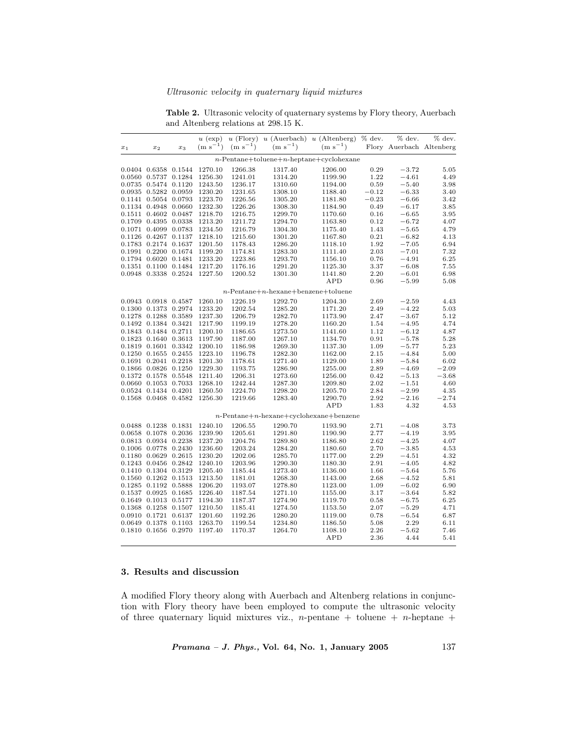**Table 2.** Ultrasonic velocity of quaternary systems by Flory theory, Auerbach and Altenberg relations at 298.15 K.

| $x_1$ | $x_2$ | $x_3$ | $u$ (exp) (m s$^{-1}$) | $u$ (Flory) (m s$^{-1}$) | $u$ (Auerbach) (m s$^{-1}$) | $u$ (Altenberg) (m s$^{-1}$) | % dev. Flory | % dev. Auerbach | % dev. Altenberg |
|---|---|---|---|---|---|---|---|---|---|
| | | | | *n*-Pentane+toluene+*n*-heptane+cyclohexane | | | | | |
| 0.0404 | 0.6358 | 0.1544 | 1270.10 | 1266.38 | 1317.40 | 1206.00 | 0.29 | −3.72 | 5.05 |
| 0.0560 | 0.5737 | 0.1284 | 1256.30 | 1241.01 | 1314.20 | 1199.90 | 1.22 | −4.61 | 4.49 |
| 0.0735 | 0.5474 | 0.1120 | 1243.50 | 1236.17 | 1310.60 | 1194.00 | 0.59 | −5.40 | 3.98 |
| 0.0935 | 0.5282 | 0.0959 | 1230.20 | 1231.65 | 1308.10 | 1188.40 | −0.12 | −6.33 | 3.40 |
| 0.1141 | 0.5054 | 0.0793 | 1223.70 | 1226.56 | 1305.20 | 1181.80 | −0.23 | −6.66 | 3.42 |
| 0.1134 | 0.4948 | 0.0660 | 1232.30 | 1226.26 | 1308.30 | 1184.90 | 0.49 | −6.17 | 3.85 |
| 0.1511 | 0.4602 | 0.0487 | 1218.70 | 1216.75 | 1299.70 | 1170.60 | 0.16 | −6.65 | 3.95 |
| 0.1709 | 0.4395 | 0.0338 | 1213.20 | 1211.72 | 1294.70 | 1163.80 | 0.12 | −6.72 | 4.07 |
| 0.1071 | 0.4099 | 0.0783 | 1234.50 | 1216.79 | 1304.30 | 1175.40 | 1.43 | −5.65 | 4.79 |
| 0.1126 | 0.4267 | 0.1137 | 1218.10 | 1215.60 | 1301.20 | 1167.80 | 0.21 | −6.82 | 4.13 |
| 0.1783 | 0.2174 | 0.1637 | 1201.50 | 1178.43 | 1286.20 | 1118.10 | 1.92 | −7.05 | 6.94 |
| 0.1991 | 0.2200 | 0.1674 | 1199.20 | 1174.81 | 1283.30 | 1111.40 | 2.03 | −7.01 | 7.32 |
| 0.1794 | 0.6020 | 0.1481 | 1233.20 | 1223.86 | 1293.70 | 1156.10 | 0.76 | −4.91 | 6.25 |
| 0.1351 | 0.1100 | 0.1484 | 1217.20 | 1176.16 | 1291.20 | 1125.30 | 3.37 | −6.08 | 7.55 |
| 0.0948 | 0.3338 | 0.2524 | 1227.50 | 1200.52 | 1301.30 | 1141.80 | 2.20 | −6.01 | 6.98 |
| | | | | | | APD | 0.96 | −5.99 | 5.08 |
| | | | | *n*-Pentane+*n*-hexane+benzene+toluene | | | | | |
| 0.0943 | 0.0918 | 0.4587 | 1260.10 | 1226.19 | 1292.70 | 1204.30 | 2.69 | −2.59 | 4.43 |
| 0.1300 | 0.1373 | 0.2974 | 1233.20 | 1202.54 | 1285.20 | 1171.20 | 2.49 | −4.22 | 5.03 |
| 0.1278 | 0.1288 | 0.3589 | 1237.30 | 1206.79 | 1282.70 | 1173.90 | 2.47 | −3.67 | 5.12 |
| 0.1492 | 0.1384 | 0.3421 | 1217.90 | 1199.19 | 1278.20 | 1160.20 | 1.54 | −4.95 | 4.74 |
| 0.1843 | 0.1484 | 0.2711 | 1200.10 | 1186.65 | 1273.50 | 1141.60 | 1.12 | −6.12 | 4.87 |
| 0.1823 | 0.1640 | 0.3613 | 1197.90 | 1187.00 | 1267.10 | 1134.70 | 0.91 | −5.78 | 5.28 |
| 0.1819 | 0.1601 | 0.3342 | 1200.10 | 1186.98 | 1269.30 | 1137.30 | 1.09 | −5.77 | 5.23 |
| 0.1250 | 0.1655 | 0.2455 | 1223.10 | 1196.78 | 1282.30 | 1162.00 | 2.15 | −4.84 | 5.00 |
| 0.1691 | 0.2041 | 0.2218 | 1201.30 | 1178.61 | 1271.40 | 1129.00 | 1.89 | −5.84 | 6.02 |
| 0.1866 | 0.0826 | 0.1250 | 1229.30 | 1193.75 | 1286.90 | 1255.00 | 2.89 | −4.69 | −2.09 |
| 0.1372 | 0.1578 | 0.5548 | 1211.40 | 1206.31 | 1273.60 | 1256.00 | 0.42 | −5.13 | −3.68 |
| 0.0660 | 0.1053 | 0.7033 | 1268.10 | 1242.44 | 1287.30 | 1209.80 | 2.02 | −1.51 | 4.60 |
| 0.0524 | 0.1434 | 0.4201 | 1260.50 | 1224.70 | 1298.20 | 1205.70 | 2.84 | −2.99 | 4.35 |
| 0.1568 | 0.0468 | 0.4582 | 1256.30 | 1219.66 | 1283.40 | 1290.70 | 2.92 | −2.16 | −2.74 |
| | | | | | | APD | 1.83 | 4.32 | 4.53 |
| | | | | *n*-Pentane+*n*-hexane+cyclohexane+benzene | | | | | |
| 0.0488 | 0.1238 | 0.1831 | 1240.10 | 1206.55 | 1290.70 | 1193.90 | 2.71 | −4.08 | 3.73 |
| 0.0658 | 0.1078 | 0.2036 | 1239.90 | 1205.61 | 1291.80 | 1190.90 | 2.77 | −4.19 | 3.95 |
| 0.0813 | 0.0934 | 0.2238 | 1237.20 | 1204.76 | 1289.80 | 1186.80 | 2.62 | −4.25 | 4.07 |
| 0.1006 | 0.0778 | 0.2430 | 1236.60 | 1203.24 | 1284.20 | 1180.60 | 2.70 | −3.85 | 4.53 |
| 0.1180 | 0.0629 | 0.2615 | 1230.20 | 1202.06 | 1285.70 | 1177.00 | 2.29 | −4.51 | 4.32 |
| 0.1243 | 0.0456 | 0.2842 | 1240.10 | 1203.96 | 1290.30 | 1180.30 | 2.91 | −4.05 | 4.82 |
| 0.1410 | 0.1304 | 0.3129 | 1205.40 | 1185.44 | 1273.40 | 1136.00 | 1.66 | −5.64 | 5.76 |
| 0.1560 | 0.1262 | 0.1513 | 1213.50 | 1181.01 | 1268.30 | 1143.00 | 2.68 | −4.52 | 5.81 |
| 0.1285 | 0.1192 | 0.5888 | 1206.20 | 1193.07 | 1278.80 | 1123.00 | 1.09 | −6.02 | 6.90 |
| 0.1537 | 0.0925 | 0.1685 | 1226.40 | 1187.54 | 1271.10 | 1155.00 | 3.17 | −3.64 | 5.82 |
| 0.1649 | 0.1013 | 0.5177 | 1194.30 | 1187.37 | 1274.90 | 1119.70 | 0.58 | −6.75 | 6.25 |
| 0.1368 | 0.1258 | 0.1507 | 1210.50 | 1185.41 | 1274.50 | 1153.50 | 2.07 | −5.29 | 4.71 |
| 0.0910 | 0.1721 | 0.6137 | 1201.60 | 1192.26 | 1280.20 | 1119.00 | 0.78 | −6.54 | 6.87 |
| 0.0649 | 0.1378 | 0.1103 | 1263.70 | 1199.54 | 1234.80 | 1186.50 | 5.08 | 2.29 | 6.11 |
| 0.1810 | 0.1656 | 0.2970 | 1197.40 | 1170.37 | 1264.70 | 1108.10 | 2.26 | −5.62 | 7.46 |
| | | | | | | APD | 2.36 | 4.44 | 5.41 |

## 3. Results and discussion

A modified Flory theory along with Auerbach and Altenberg relations in conjunction with Flory theory have been employed to compute the ultrasonic velocity of three quaternary liquid mixtures viz., *n*-pentane + toluene + *n*-heptane +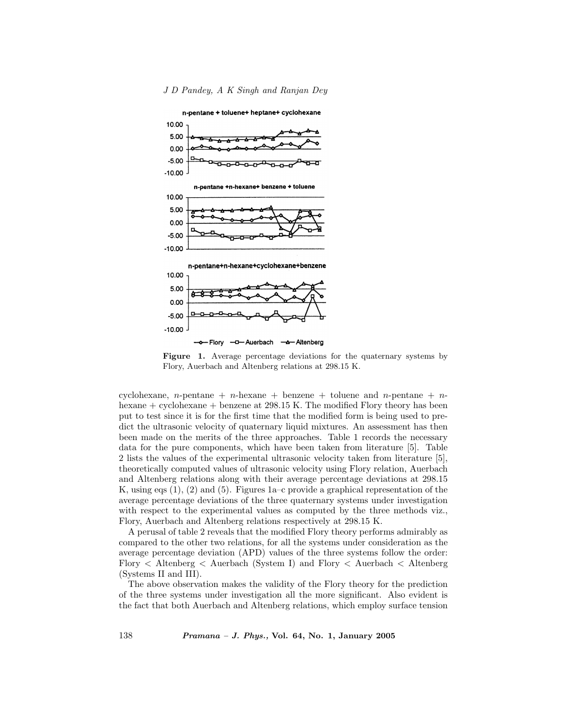**Figure 1.** Average percentage deviations for the quaternary systems by Flory, Auerbach and Altenberg relations at 298.15 K.

cyclohexane, $n$-pentane + $n$-hexane + benzene + toluene and $n$-pentane + $n$-hexane + cyclohexane + benzene at 298.15 K. The modified Flory theory has been put to test since it is for the first time that the modified form is being used to predict the ultrasonic velocity of quaternary liquid mixtures. An assessment has then been made on the merits of the three approaches. Table 1 records the necessary data for the pure components, which have been taken from literature [5]. Table 2 lists the values of the experimental ultrasonic velocity taken from literature [5], theoretically computed values of ultrasonic velocity using Flory relation, Auerbach and Altenberg relations along with their average percentage deviations at 298.15 K, using eqs (1), (2) and (5). Figures 1a–c provide a graphical representation of the average percentage deviations of the three quaternary systems under investigation with respect to the experimental values as computed by the three methods viz., Flory, Auerbach and Altenberg relations respectively at 298.15 K.

A perusal of table 2 reveals that the modified Flory theory performs admirably as compared to the other two relations, for all the systems under consideration as the average percentage deviation (APD) values of the three systems follow the order: Flory < Altenberg < Auerbach (System I) and Flory < Auerbach < Altenberg (Systems II and III).

The above observation makes the validity of the Flory theory for the prediction of the three systems under investigation all the more significant. Also evident is the fact that both Auerbach and Altenberg relations, which employ surface tension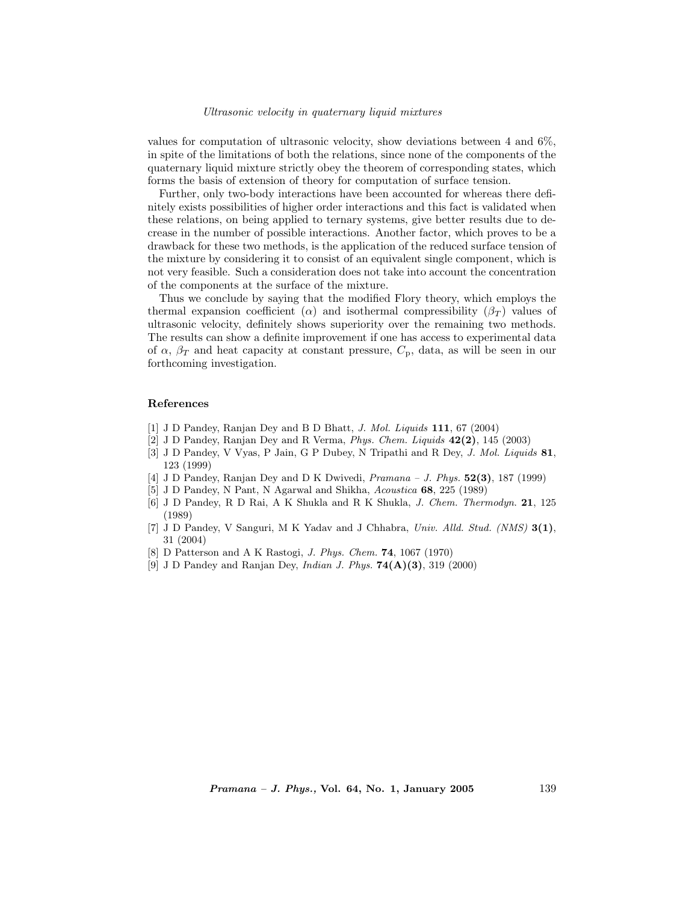values for computation of ultrasonic velocity, show deviations between 4 and 6%, in spite of the limitations of both the relations, since none of the components of the quaternary liquid mixture strictly obey the theorem of corresponding states, which forms the basis of extension of theory for computation of surface tension.

Further, only two-body interactions have been accounted for whereas there definitely exists possibilities of higher order interactions and this fact is validated when these relations, on being applied to ternary systems, give better results due to decrease in the number of possible interactions. Another factor, which proves to be a drawback for these two methods, is the application of the reduced surface tension of the mixture by considering it to consist of an equivalent single component, which is not very feasible. Such a consideration does not take into account the concentration of the components at the surface of the mixture.

Thus we conclude by saying that the modified Flory theory, which employs the thermal expansion coefficient ($\alpha$) and isothermal compressibility ($\beta_T$) values of ultrasonic velocity, definitely shows superiority over the remaining two methods. The results can show a definite improvement if one has access to experimental data of $\alpha$, $\beta_T$ and heat capacity at constant pressure, $C_\mathrm{p}$, data, as will be seen in our forthcoming investigation.

## References

[1] J D Pandey, Ranjan Dey and B D Bhatt, *J. Mol. Liquids* **111**, 67 (2004)

[2] J D Pandey, Ranjan Dey and R Verma, *Phys. Chem. Liquids* **42(2)**, 145 (2003)

[3] J D Pandey, V Vyas, P Jain, G P Dubey, N Tripathi and R Dey, *J. Mol. Liquids* **81**, 123 (1999)

[4] J D Pandey, Ranjan Dey and D K Dwivedi, *Pramana – J. Phys.* **52(3)**, 187 (1999)

[5] J D Pandey, N Pant, N Agarwal and Shikha, *Acoustica* **68**, 225 (1989)

[6] J D Pandey, R D Rai, A K Shukla and R K Shukla, *J. Chem. Thermodyn.* **21**, 125 (1989)

[7] J D Pandey, V Sanguri, M K Yadav and J Chhabra, *Univ. Alld. Stud. (NMS)* **3(1)**, 31 (2004)

[8] D Patterson and A K Rastogi, *J. Phys. Chem.* **74**, 1067 (1970)

[9] J D Pandey and Ranjan Dey, *Indian J. Phys.* **74(A)(3)**, 319 (2000)